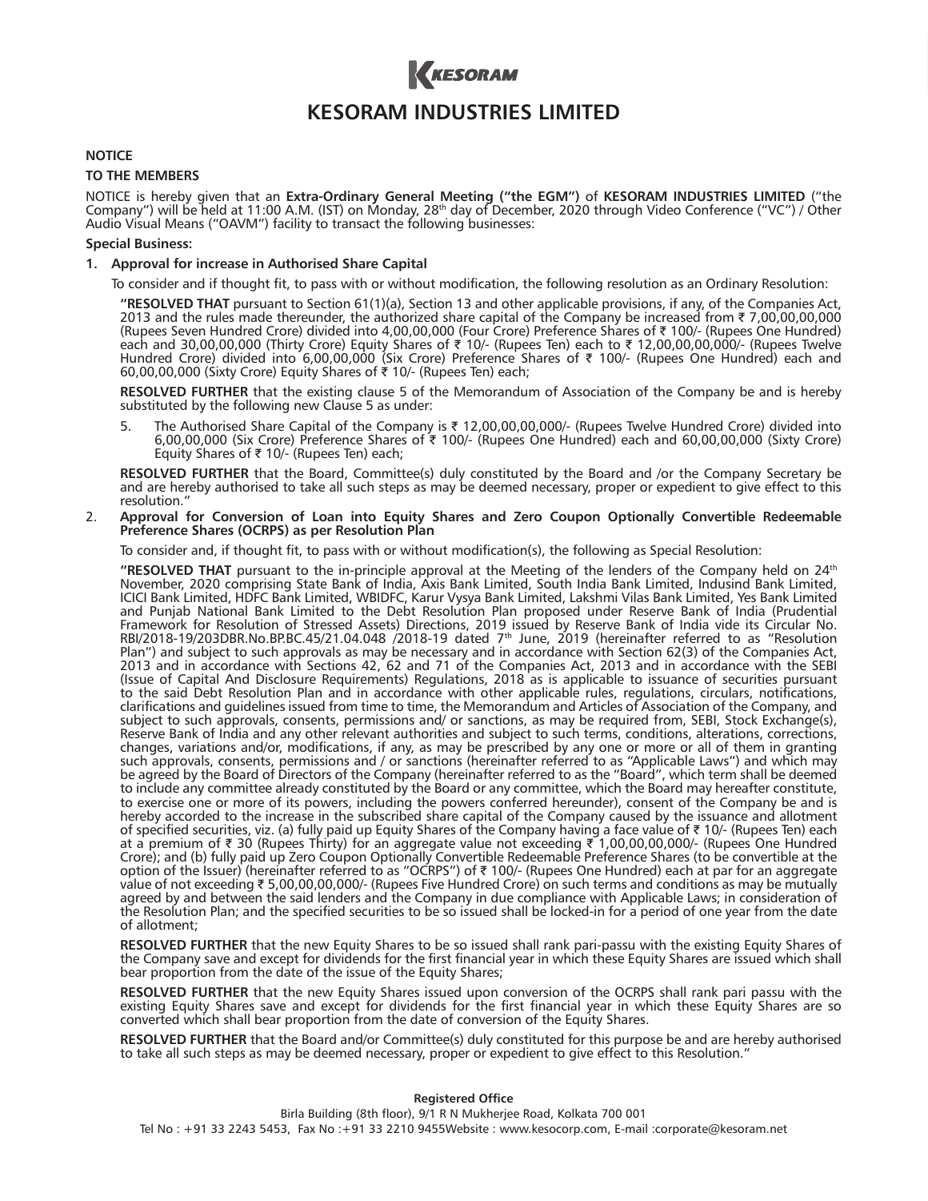# KESORAM INDUSTRIES LIMITED

**NOTICE**

**TO THE MEMBERS**

NOTICE is hereby given that an **Extra-Ordinary General Meeting ("the EGM")** of **KESORAM INDUSTRIES LIMITED** ("the Company") will be held at 11:00 A.M. (IST) on Monday, 28th day of December, 2020 through Video Conference ("VC") / Other Audio Visual Means ("OAVM") facility to transact the following businesses:

**Special Business:**

**1. Approval for increase in Authorised Share Capital**

To consider and if thought fit, to pass with or without modification, the following resolution as an Ordinary Resolution:

**"RESOLVED THAT** pursuant to Section 61(1)(a), Section 13 and other applicable provisions, if any, of the Companies Act, 2013 and the rules made thereunder, the authorized share capital of the Company be increased from ₹ 7,00,00,00,000 (Rupees Seven Hundred Crore) divided into 4,00,00,000 (Four Crore) Preference Shares of ₹ 100/- (Rupees One Hundred) each and 30,00,00,000 (Thirty Crore) Equity Shares of ₹ 10/- (Rupees Ten) each to ₹ 12,00,00,00,000/- (Rupees Twelve Hundred Crore) divided into 6,00,00,000 (Six Crore) Preference Shares of ₹ 100/- (Rupees One Hundred) each and 60,00,00,000 (Sixty Crore) Equity Shares of ₹ 10/- (Rupees Ten) each;

**RESOLVED FURTHER** that the existing clause 5 of the Memorandum of Association of the Company be and is hereby substituted by the following new Clause 5 as under:

5. The Authorised Share Capital of the Company is ₹ 12,00,00,00,000/- (Rupees Twelve Hundred Crore) divided into 6,00,00,000 (Six Crore) Preference Shares of ₹ 100/- (Rupees One Hundred) each and 60,00,00,000 (Sixty Crore) Equity Shares of ₹ 10/- (Rupees Ten) each;

**RESOLVED FURTHER** that the Board, Committee(s) duly constituted by the Board and /or the Company Secretary be and are hereby authorised to take all such steps as may be deemed necessary, proper or expedient to give effect to this resolution."

**2. Approval for Conversion of Loan into Equity Shares and Zero Coupon Optionally Convertible Redeemable Preference Shares (OCRPS) as per Resolution Plan**

To consider and, if thought fit, to pass with or without modification(s), the following as Special Resolution:

**"RESOLVED THAT** pursuant to the in-principle approval at the Meeting of the lenders of the Company held on 24th November, 2020 comprising State Bank of India, Axis Bank Limited, South India Bank Limited, Indusind Bank Limited, ICICI Bank Limited, HDFC Bank Limited, WBIDFC, Karur Vysya Bank Limited, Lakshmi Vilas Bank Limited, Yes Bank Limited and Punjab National Bank Limited to the Debt Resolution Plan proposed under Reserve Bank of India (Prudential Framework for Resolution of Stressed Assets) Directions, 2019 issued by Reserve Bank of India vide its Circular No. RBI/2018-19/203DBR.No.BP.BC.45/21.04.048 /2018-19 dated 7th June, 2019 (hereinafter referred to as "Resolution Plan") and subject to such approvals as may be necessary and in accordance with Section 62(3) of the Companies Act, 2013 and in accordance with Sections 42, 62 and 71 of the Companies Act, 2013 and in accordance with the SEBI (Issue of Capital And Disclosure Requirements) Regulations, 2018 as is applicable to issuance of securities pursuant to the said Debt Resolution Plan and in accordance with other applicable rules, regulations, circulars, notifications, clarifications and guidelines issued from time to time, the Memorandum and Articles of Association of the Company, and subject to such approvals, consents, permissions and/ or sanctions, as may be required from, SEBI, Stock Exchange(s), Reserve Bank of India and any other relevant authorities and subject to such terms, conditions, alterations, corrections, changes, variations and/or, modifications, if any, as may be prescribed by any one or more or all of them in granting such approvals, consents, permissions and / or sanctions (hereinafter referred to as "Applicable Laws") and which may be agreed by the Board of Directors of the Company (hereinafter referred to as the "Board", which term shall be deemed to include any committee already constituted by the Board or any committee, which the Board may hereafter constitute, to exercise one or more of its powers, including the powers conferred hereunder), consent of the Company be and is hereby accorded to the increase in the subscribed share capital of the Company caused by the issuance and allotment of specified securities, viz. (a) fully paid up Equity Shares of the Company having a face value of ₹ 10/- (Rupees Ten) each at a premium of ₹ 30 (Rupees Thirty) for an aggregate value not exceeding ₹ 1,00,00,00,000/- (Rupees One Hundred Crore); and (b) fully paid up Zero Coupon Optionally Convertible Redeemable Preference Shares (to be convertible at the option of the Issuer) (hereinafter referred to as "OCRPS") of ₹ 100/- (Rupees One Hundred) each at par for an aggregate value of not exceeding ₹ 5,00,00,00,000/- (Rupees Five Hundred Crore) on such terms and conditions as may be mutually agreed by and between the said lenders and the Company in due compliance with Applicable Laws; in consideration of the Resolution Plan; and the specified securities to be so issued shall be locked-in for a period of one year from the date of allotment;

**RESOLVED FURTHER** that the new Equity Shares to be so issued shall rank pari-passu with the existing Equity Shares of the Company save and except for dividends for the first financial year in which these Equity Shares are issued which shall bear proportion from the date of the issue of the Equity Shares;

**RESOLVED FURTHER** that the new Equity Shares issued upon conversion of the OCRPS shall rank pari passu with the existing Equity Shares save and except for dividends for the first financial year in which these Equity Shares are so converted which shall bear proportion from the date of conversion of the Equity Shares.

**RESOLVED FURTHER** that the Board and/or Committee(s) duly constituted for this purpose be and are hereby authorised to take all such steps as may be deemed necessary, proper or expedient to give effect to this Resolution."

**Registered Office**

Birla Building (8th floor), 9/1 R N Mukherjee Road, Kolkata 700 001

Tel No : +91 33 2243 5453, Fax No :+91 33 2210 9455Website : www.kesocorp.com, E-mail :corporate@kesoram.net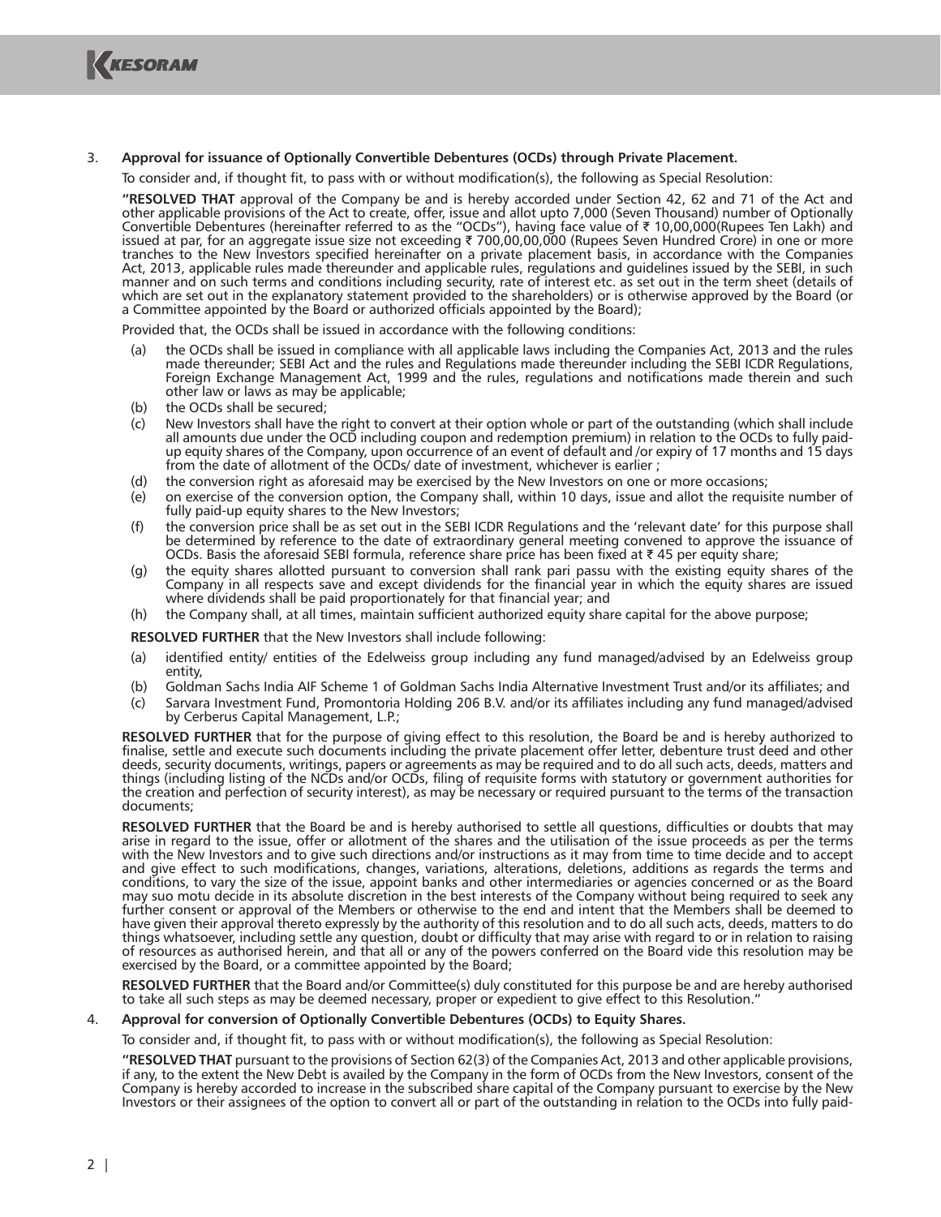3. **Approval for issuance of Optionally Convertible Debentures (OCDs) through Private Placement.**

   To consider and, if thought fit, to pass with or without modification(s), the following as Special Resolution:

   **"RESOLVED THAT** approval of the Company be and is hereby accorded under Section 42, 62 and 71 of the Act and other applicable provisions of the Act to create, offer, issue and allot upto 7,000 (Seven Thousand) number of Optionally Convertible Debentures (hereinafter referred to as the "OCDs"), having face value of ₹ 10,00,000(Rupees Ten Lakh) and issued at par, for an aggregate issue size not exceeding ₹ 700,00,00,000 (Rupees Seven Hundred Crore) in one or more tranches to the New Investors specified hereinafter on a private placement basis, in accordance with the Companies Act, 2013, applicable rules made thereunder and applicable rules, regulations and guidelines issued by the SEBI, in such manner and on such terms and conditions including security, rate of interest etc. as set out in the term sheet (details of which are set out in the explanatory statement provided to the shareholders) or is otherwise approved by the Board (or a Committee appointed by the Board or authorized officials appointed by the Board);

   Provided that, the OCDs shall be issued in accordance with the following conditions:

   (a) the OCDs shall be issued in compliance with all applicable laws including the Companies Act, 2013 and the rules made thereunder; SEBI Act and the rules and Regulations made thereunder including the SEBI ICDR Regulations, Foreign Exchange Management Act, 1999 and the rules, regulations and notifications made therein and such other law or laws as may be applicable;

   (b) the OCDs shall be secured;

   (c) New Investors shall have the right to convert at their option whole or part of the outstanding (which shall include all amounts due under the OCD including coupon and redemption premium) in relation to the OCDs to fully paid-up equity shares of the Company, upon occurrence of an event of default and /or expiry of 17 months and 15 days from the date of allotment of the OCDs/ date of investment, whichever is earlier ;

   (d) the conversion right as aforesaid may be exercised by the New Investors on one or more occasions;

   (e) on exercise of the conversion option, the Company shall, within 10 days, issue and allot the requisite number of fully paid-up equity shares to the New Investors;

   (f) the conversion price shall be as set out in the SEBI ICDR Regulations and the 'relevant date' for this purpose shall be determined by reference to the date of extraordinary general meeting convened to approve the issuance of OCDs. Basis the aforesaid SEBI formula, reference share price has been fixed at ₹ 45 per equity share;

   (g) the equity shares allotted pursuant to conversion shall rank pari passu with the existing equity shares of the Company in all respects save and except dividends for the financial year in which the equity shares are issued where dividends shall be paid proportionately for that financial year; and

   (h) the Company shall, at all times, maintain sufficient authorized equity share capital for the above purpose;

   **RESOLVED FURTHER** that the New Investors shall include following:

   (a) identified entity/ entities of the Edelweiss group including any fund managed/advised by an Edelweiss group entity,

   (b) Goldman Sachs India AIF Scheme 1 of Goldman Sachs India Alternative Investment Trust and/or its affiliates; and

   (c) Sarvara Investment Fund, Promontoria Holding 206 B.V. and/or its affiliates including any fund managed/advised by Cerberus Capital Management, L.P.;

   **RESOLVED FURTHER** that for the purpose of giving effect to this resolution, the Board be and is hereby authorized to finalise, settle and execute such documents including the private placement offer letter, debenture trust deed and other deeds, security documents, writings, papers or agreements as may be required and to do all such acts, deeds, matters and things (including listing of the NCDs and/or OCDs, filing of requisite forms with statutory or government authorities for the creation and perfection of security interest), as may be necessary or required pursuant to the terms of the transaction documents;

   **RESOLVED FURTHER** that the Board be and is hereby authorised to settle all questions, difficulties or doubts that may arise in regard to the issue, offer or allotment of the shares and the utilisation of the issue proceeds as per the terms with the New Investors and to give such directions and/or instructions as it may from time to time decide and to accept and give effect to such modifications, changes, variations, alterations, deletions, additions as regards the terms and conditions, to vary the size of the issue, appoint banks and other intermediaries or agencies concerned or as the Board may suo motu decide in its absolute discretion in the best interests of the Company without being required to seek any further consent or approval of the Members or otherwise to the end and intent that the Members shall be deemed to have given their approval thereto expressly by the authority of this resolution and to do all such acts, deeds, matters to do things whatsoever, including settle any question, doubt or difficulty that may arise with regard to or in relation to raising of resources as authorised herein, and that all or any of the powers conferred on the Board vide this resolution may be exercised by the Board, or a committee appointed by the Board;

   **RESOLVED FURTHER** that the Board and/or Committee(s) duly constituted for this purpose be and are hereby authorised to take all such steps as may be deemed necessary, proper or expedient to give effect to this Resolution."

4. **Approval for conversion of Optionally Convertible Debentures (OCDs) to Equity Shares.**

   To consider and, if thought fit, to pass with or without modification(s), the following as Special Resolution:

   **"RESOLVED THAT** pursuant to the provisions of Section 62(3) of the Companies Act, 2013 and other applicable provisions, if any, to the extent the New Debt is availed by the Company in the form of OCDs from the New Investors, consent of the Company is hereby accorded to increase in the subscribed share capital of the Company pursuant to exercise by the New Investors or their assignees of the option to convert all or part of the outstanding in relation to the OCDs into fully paid-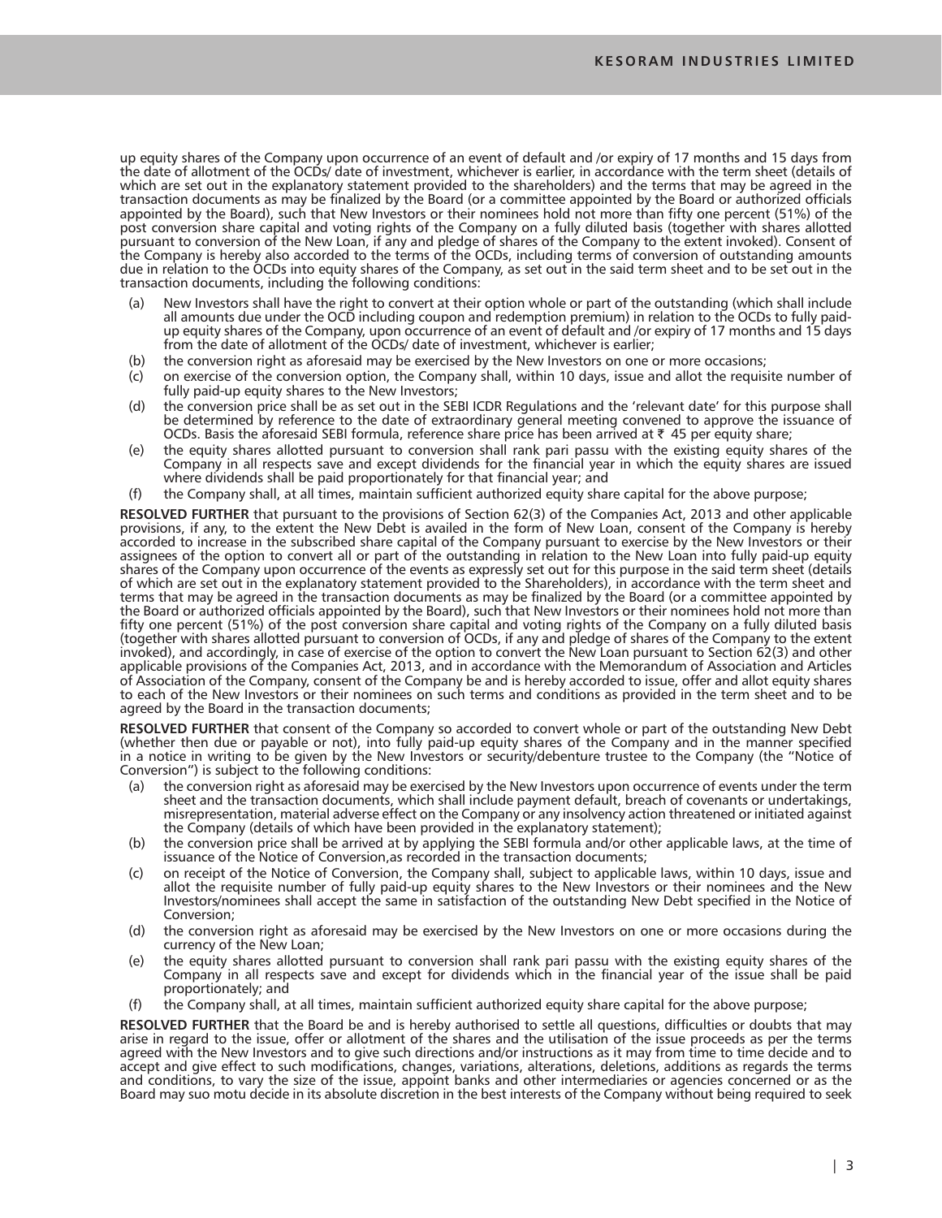up equity shares of the Company upon occurrence of an event of default and /or expiry of 17 months and 15 days from the date of allotment of the OCDs/ date of investment, whichever is earlier, in accordance with the term sheet (details of which are set out in the explanatory statement provided to the shareholders) and the terms that may be agreed in the transaction documents as may be finalized by the Board (or a committee appointed by the Board or authorized officials appointed by the Board), such that New Investors or their nominees hold not more than fifty one percent (51%) of the post conversion share capital and voting rights of the Company on a fully diluted basis (together with shares allotted pursuant to conversion of the New Loan, if any and pledge of shares of the Company to the extent invoked). Consent of the Company is hereby also accorded to the terms of the OCDs, including terms of conversion of outstanding amounts due in relation to the OCDs into equity shares of the Company, as set out in the said term sheet and to be set out in the transaction documents, including the following conditions:

(a) New Investors shall have the right to convert at their option whole or part of the outstanding (which shall include all amounts due under the OCD including coupon and redemption premium) in relation to the OCDs to fully paid-up equity shares of the Company, upon occurrence of an event of default and /or expiry of 17 months and 15 days from the date of allotment of the OCDs/ date of investment, whichever is earlier;

(b) the conversion right as aforesaid may be exercised by the New Investors on one or more occasions;

(c) on exercise of the conversion option, the Company shall, within 10 days, issue and allot the requisite number of fully paid-up equity shares to the New Investors;

(d) the conversion price shall be as set out in the SEBI ICDR Regulations and the 'relevant date' for this purpose shall be determined by reference to the date of extraordinary general meeting convened to approve the issuance of OCDs. Basis the aforesaid SEBI formula, reference share price has been arrived at ₹ 45 per equity share;

(e) the equity shares allotted pursuant to conversion shall rank pari passu with the existing equity shares of the Company in all respects save and except dividends for the financial year in which the equity shares are issued where dividends shall be paid proportionately for that financial year; and

(f) the Company shall, at all times, maintain sufficient authorized equity share capital for the above purpose;

**RESOLVED FURTHER** that pursuant to the provisions of Section 62(3) of the Companies Act, 2013 and other applicable provisions, if any, to the extent the New Debt is availed in the form of New Loan, consent of the Company is hereby accorded to increase in the subscribed share capital of the Company pursuant to exercise by the New Investors or their assignees of the option to convert all or part of the outstanding in relation to the New Loan into fully paid-up equity shares of the Company upon occurrence of the events as expressly set out for this purpose in the said term sheet (details of which are set out in the explanatory statement provided to the Shareholders), in accordance with the term sheet and terms that may be agreed in the transaction documents as may be finalized by the Board (or a committee appointed by the Board or authorized officials appointed by the Board), such that New Investors or their nominees hold not more than fifty one percent (51%) of the post conversion share capital and voting rights of the Company on a fully diluted basis (together with shares allotted pursuant to conversion of OCDs, if any and pledge of shares of the Company to the extent invoked), and accordingly, in case of exercise of the option to convert the New Loan pursuant to Section 62(3) and other applicable provisions of the Companies Act, 2013, and in accordance with the Memorandum of Association and Articles of Association of the Company, consent of the Company be and is hereby accorded to issue, offer and allot equity shares to each of the New Investors or their nominees on such terms and conditions as provided in the term sheet and to be agreed by the Board in the transaction documents;

**RESOLVED FURTHER** that consent of the Company so accorded to convert whole or part of the outstanding New Debt (whether then due or payable or not), into fully paid-up equity shares of the Company and in the manner specified in a notice in writing to be given by the New Investors or security/debenture trustee to the Company (the "Notice of Conversion") is subject to the following conditions:

(a) the conversion right as aforesaid may be exercised by the New Investors upon occurrence of events under the term sheet and the transaction documents, which shall include payment default, breach of covenants or undertakings, misrepresentation, material adverse effect on the Company or any insolvency action threatened or initiated against the Company (details of which have been provided in the explanatory statement);

(b) the conversion price shall be arrived at by applying the SEBI formula and/or other applicable laws, at the time of issuance of the Notice of Conversion,as recorded in the transaction documents;

(c) on receipt of the Notice of Conversion, the Company shall, subject to applicable laws, within 10 days, issue and allot the requisite number of fully paid-up equity shares to the New Investors or their nominees and the New Investors/nominees shall accept the same in satisfaction of the outstanding New Debt specified in the Notice of Conversion;

(d) the conversion right as aforesaid may be exercised by the New Investors on one or more occasions during the currency of the New Loan;

(e) the equity shares allotted pursuant to conversion shall rank pari passu with the existing equity shares of the Company in all respects save and except for dividends which in the financial year of the issue shall be paid proportionately; and

(f) the Company shall, at all times, maintain sufficient authorized equity share capital for the above purpose;

**RESOLVED FURTHER** that the Board be and is hereby authorised to settle all questions, difficulties or doubts that may arise in regard to the issue, offer or allotment of the shares and the utilisation of the issue proceeds as per the terms agreed with the New Investors and to give such directions and/or instructions as it may from time to time decide and to accept and give effect to such modifications, changes, variations, alterations, deletions, additions as regards the terms and conditions, to vary the size of the issue, appoint banks and other intermediaries or agencies concerned or as the Board may suo motu decide in its absolute discretion in the best interests of the Company without being required to seek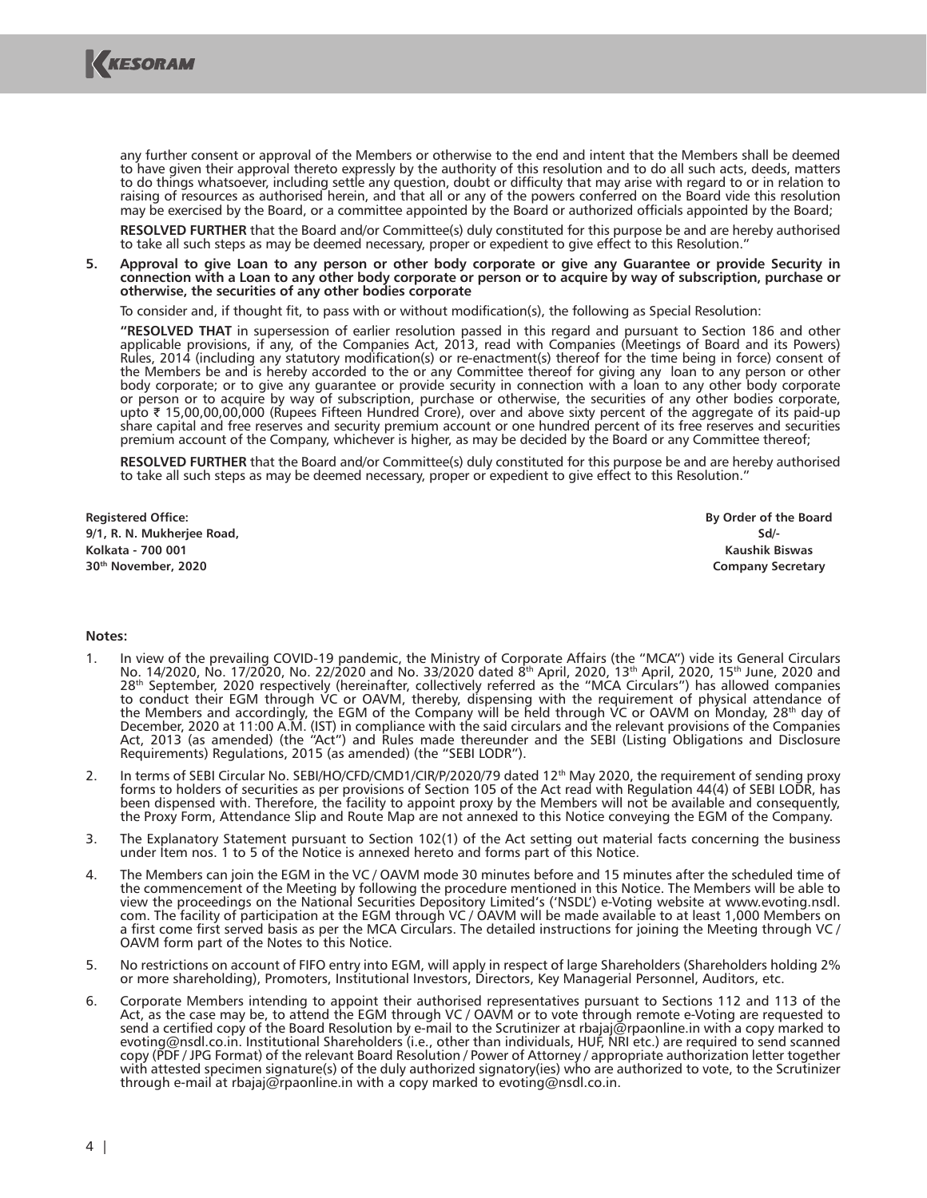any further consent or approval of the Members or otherwise to the end and intent that the Members shall be deemed to have given their approval thereto expressly by the authority of this resolution and to do all such acts, deeds, matters to do things whatsoever, including settle any question, doubt or difficulty that may arise with regard to or in relation to raising of resources as authorised herein, and that all or any of the powers conferred on the Board vide this resolution may be exercised by the Board, or a committee appointed by the Board or authorized officials appointed by the Board;

**RESOLVED FURTHER** that the Board and/or Committee(s) duly constituted for this purpose be and are hereby authorised to take all such steps as may be deemed necessary, proper or expedient to give effect to this Resolution."

**5. Approval to give Loan to any person or other body corporate or give any Guarantee or provide Security in connection with a Loan to any other body corporate or person or to acquire by way of subscription, purchase or otherwise, the securities of any other bodies corporate**

To consider and, if thought fit, to pass with or without modification(s), the following as Special Resolution:

**"RESOLVED THAT** in supersession of earlier resolution passed in this regard and pursuant to Section 186 and other applicable provisions, if any, of the Companies Act, 2013, read with Companies (Meetings of Board and its Powers) Rules, 2014 (including any statutory modification(s) or re-enactment(s) thereof for the time being in force) consent of the Members be and is hereby accorded to the or any Committee thereof for giving any loan to any person or other body corporate; or to give any guarantee or provide security in connection with a loan to any other body corporate or person or to acquire by way of subscription, purchase or otherwise, the securities of any other bodies corporate, upto ₹ 15,00,00,00,000 (Rupees Fifteen Hundred Crore), over and above sixty percent of the aggregate of its paid-up share capital and free reserves and security premium account or one hundred percent of its free reserves and securities premium account of the Company, whichever is higher, as may be decided by the Board or any Committee thereof;

**RESOLVED FURTHER** that the Board and/or Committee(s) duly constituted for this purpose be and are hereby authorised to take all such steps as may be deemed necessary, proper or expedient to give effect to this Resolution."

**Registered Office:**
**9/1, R. N. Mukherjee Road,**
**Kolkata - 700 001**
**30th November, 2020**

**By Order of the Board**
**Sd/-**
**Kaushik Biswas**
**Company Secretary**

**Notes:**

1. In view of the prevailing COVID-19 pandemic, the Ministry of Corporate Affairs (the "MCA") vide its General Circulars No. 14/2020, No. 17/2020, No. 22/2020 and No. 33/2020 dated 8th April, 2020, 13th April, 2020, 15th June, 2020 and 28th September, 2020 respectively (hereinafter, collectively referred as the "MCA Circulars") has allowed companies to conduct their EGM through VC or OAVM, thereby, dispensing with the requirement of physical attendance of the Members and accordingly, the EGM of the Company will be held through VC or OAVM on Monday, 28th day of December, 2020 at 11:00 A.M. (IST) in compliance with the said circulars and the relevant provisions of the Companies Act, 2013 (as amended) (the "Act") and Rules made thereunder and the SEBI (Listing Obligations and Disclosure Requirements) Regulations, 2015 (as amended) (the "SEBI LODR").

2. In terms of SEBI Circular No. SEBI/HO/CFD/CMD1/CIR/P/2020/79 dated 12th May 2020, the requirement of sending proxy forms to holders of securities as per provisions of Section 105 of the Act read with Regulation 44(4) of SEBI LODR, has been dispensed with. Therefore, the facility to appoint proxy by the Members will not be available and consequently, the Proxy Form, Attendance Slip and Route Map are not annexed to this Notice conveying the EGM of the Company.

3. The Explanatory Statement pursuant to Section 102(1) of the Act setting out material facts concerning the business under Item nos. 1 to 5 of the Notice is annexed hereto and forms part of this Notice.

4. The Members can join the EGM in the VC / OAVM mode 30 minutes before and 15 minutes after the scheduled time of the commencement of the Meeting by following the procedure mentioned in this Notice. The Members will be able to view the proceedings on the National Securities Depository Limited's ('NSDL') e-Voting website at www.evoting.nsdl.com. The facility of participation at the EGM through VC / OAVM will be made available to at least 1,000 Members on a first come first served basis as per the MCA Circulars. The detailed instructions for joining the Meeting through VC / OAVM form part of the Notes to this Notice.

5. No restrictions on account of FIFO entry into EGM, will apply in respect of large Shareholders (Shareholders holding 2% or more shareholding), Promoters, Institutional Investors, Directors, Key Managerial Personnel, Auditors, etc.

6. Corporate Members intending to appoint their authorised representatives pursuant to Sections 112 and 113 of the Act, as the case may be, to attend the EGM through VC / OAVM or to vote through remote e-Voting are requested to send a certified copy of the Board Resolution by e-mail to the Scrutinizer at rbajaj@rpaonline.in with a copy marked to evoting@nsdl.co.in. Institutional Shareholders (i.e., other than individuals, HUF, NRI etc.) are required to send scanned copy (PDF / JPG Format) of the relevant Board Resolution / Power of Attorney / appropriate authorization letter together with attested specimen signature(s) of the duly authorized signatory(ies) who are authorized to vote, to the Scrutinizer through e-mail at rbajaj@rpaonline.in with a copy marked to evoting@nsdl.co.in.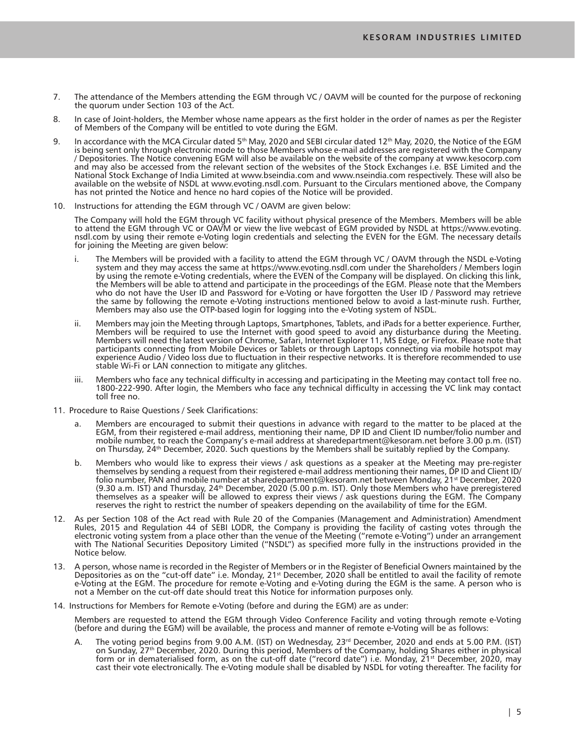7. The attendance of the Members attending the EGM through VC / OAVM will be counted for the purpose of reckoning the quorum under Section 103 of the Act.

8. In case of Joint-holders, the Member whose name appears as the first holder in the order of names as per the Register of Members of the Company will be entitled to vote during the EGM.

9. In accordance with the MCA Circular dated 5th May, 2020 and SEBI circular dated 12th May, 2020, the Notice of the EGM is being sent only through electronic mode to those Members whose e-mail addresses are registered with the Company / Depositories. The Notice convening EGM will also be available on the website of the company at www.kesocorp.com and may also be accessed from the relevant section of the websites of the Stock Exchanges i.e. BSE Limited and the National Stock Exchange of India Limited at www.bseindia.com and www.nseindia.com respectively. These will also be available on the website of NSDL at www.evoting.nsdl.com. Pursuant to the Circulars mentioned above, the Company has not printed the Notice and hence no hard copies of the Notice will be provided.

10. Instructions for attending the EGM through VC / OAVM are given below:

    The Company will hold the EGM through VC facility without physical presence of the Members. Members will be able to attend the EGM through VC or OAVM or view the live webcast of EGM provided by NSDL at https://www.evoting.nsdl.com by using their remote e-Voting login credentials and selecting the EVEN for the EGM. The necessary details for joining the Meeting are given below:

    i. The Members will be provided with a facility to attend the EGM through VC / OAVM through the NSDL e-Voting system and they may access the same at https://www.evoting.nsdl.com under the Shareholders / Members login by using the remote e-Voting credentials, where the EVEN of the Company will be displayed. On clicking this link, the Members will be able to attend and participate in the proceedings of the EGM. Please note that the Members who do not have the User ID and Password for e-Voting or have forgotten the User ID / Password may retrieve the same by following the remote e-Voting instructions mentioned below to avoid a last-minute rush. Further, Members may also use the OTP-based login for logging into the e-Voting system of NSDL.

    ii. Members may join the Meeting through Laptops, Smartphones, Tablets, and iPads for a better experience. Further, Members will be required to use the Internet with good speed to avoid any disturbance during the Meeting. Members will need the latest version of Chrome, Safari, Internet Explorer 11, MS Edge, or Firefox. Please note that participants connecting from Mobile Devices or Tablets or through Laptops connecting via mobile hotspot may experience Audio / Video loss due to fluctuation in their respective networks. It is therefore recommended to use stable Wi-Fi or LAN connection to mitigate any glitches.

    iii. Members who face any technical difficulty in accessing and participating in the Meeting may contact toll free no. 1800-222-990. After login, the Members who face any technical difficulty in accessing the VC link may contact toll free no.

11. Procedure to Raise Questions / Seek Clarifications:

    a. Members are encouraged to submit their questions in advance with regard to the matter to be placed at the EGM, from their registered e-mail address, mentioning their name, DP ID and Client ID number/folio number and mobile number, to reach the Company's e-mail address at sharedepartment@kesoram.net before 3.00 p.m. (IST) on Thursday, 24th December, 2020. Such questions by the Members shall be suitably replied by the Company.

    b. Members who would like to express their views / ask questions as a speaker at the Meeting may pre-register themselves by sending a request from their registered e-mail address mentioning their names, DP ID and Client ID/ folio number, PAN and mobile number at sharedepartment@kesoram.net between Monday, 21st December, 2020 (9.30 a.m. IST) and Thursday, 24th December, 2020 (5.00 p.m. IST). Only those Members who have preregistered themselves as a speaker will be allowed to express their views / ask questions during the EGM. The Company reserves the right to restrict the number of speakers depending on the availability of time for the EGM.

12. As per Section 108 of the Act read with Rule 20 of the Companies (Management and Administration) Amendment Rules, 2015 and Regulation 44 of SEBI LODR, the Company is providing the facility of casting votes through the electronic voting system from a place other than the venue of the Meeting ("remote e-Voting") under an arrangement with The National Securities Depository Limited ("NSDL") as specified more fully in the instructions provided in the Notice below.

13. A person, whose name is recorded in the Register of Members or in the Register of Beneficial Owners maintained by the Depositories as on the "cut-off date" i.e. Monday, 21st December, 2020 shall be entitled to avail the facility of remote e-Voting at the EGM. The procedure for remote e-Voting and e-Voting during the EGM is the same. A person who is not a Member on the cut-off date should treat this Notice for information purposes only.

14. Instructions for Members for Remote e-Voting (before and during the EGM) are as under:

    Members are requested to attend the EGM through Video Conference Facility and voting through remote e-Voting (before and during the EGM) will be available, the process and manner of remote e-Voting will be as follows:

    A. The voting period begins from 9.00 A.M. (IST) on Wednesday, 23rd December, 2020 and ends at 5.00 P.M. (IST) on Sunday, 27th December, 2020. During this period, Members of the Company, holding Shares either in physical form or in dematerialised form, as on the cut-off date ("record date") i.e. Monday, 21st December, 2020, may cast their vote electronically. The e-Voting module shall be disabled by NSDL for voting thereafter. The facility for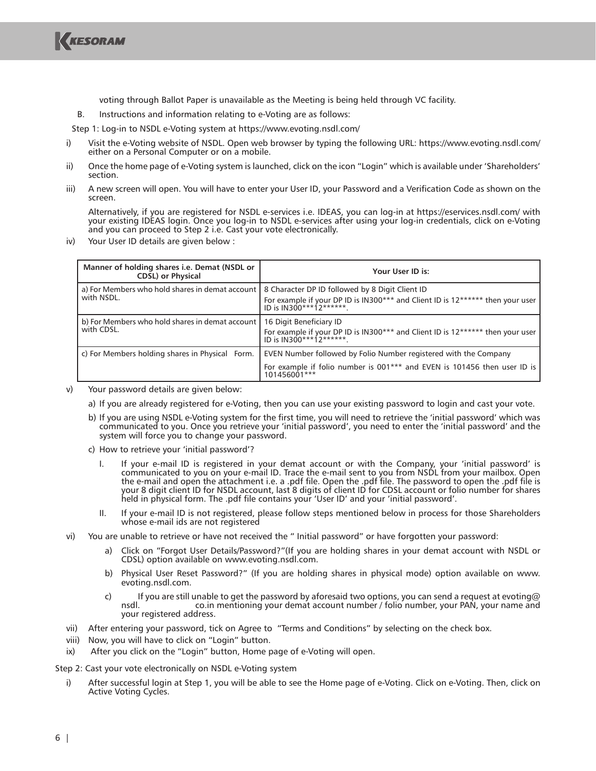voting through Ballot Paper is unavailable as the Meeting is being held through VC facility.

B. Instructions and information relating to e-Voting are as follows:

Step 1: Log-in to NSDL e-Voting system at https://www.evoting.nsdl.com/

i) Visit the e-Voting website of NSDL. Open web browser by typing the following URL: https://www.evoting.nsdl.com/ either on a Personal Computer or on a mobile.

ii) Once the home page of e-Voting system is launched, click on the icon "Login" which is available under 'Shareholders' section.

iii) A new screen will open. You will have to enter your User ID, your Password and a Verification Code as shown on the screen.

Alternatively, if you are registered for NSDL e-services i.e. IDEAS, you can log-in at https://eservices.nsdl.com/ with your existing IDEAS login. Once you log-in to NSDL e-services after using your log-in credentials, click on e-Voting and you can proceed to Step 2 i.e. Cast your vote electronically.

iv) Your User ID details are given below :

| Manner of holding shares i.e. Demat (NSDL or CDSL) or Physical | Your User ID is: |
|---|---|
| a) For Members who hold shares in demat account with NSDL. | 8 Character DP ID followed by 8 Digit Client ID<br>For example if your DP ID is IN300*** and Client ID is 12****** then your user ID is IN300***12******. |
| b) For Members who hold shares in demat account with CDSL. | 16 Digit Beneficiary ID<br>For example if your DP ID is IN300*** and Client ID is 12****** then your user ID is IN300***12******. |
| c) For Members holding shares in Physical Form. | EVEN Number followed by Folio Number registered with the Company<br>For example if folio number is 001*** and EVEN is 101456 then user ID is 101456001*** |

v) Your password details are given below:

a) If you are already registered for e-Voting, then you can use your existing password to login and cast your vote.

b) If you are using NSDL e-Voting system for the first time, you will need to retrieve the 'initial password' which was communicated to you. Once you retrieve your 'initial password', you need to enter the 'initial password' and the system will force you to change your password.

c) How to retrieve your 'initial password'?

I. If your e-mail ID is registered in your demat account or with the Company, your 'initial password' is communicated to you on your e-mail ID. Trace the e-mail sent to you from NSDL from your mailbox. Open the e-mail and open the attachment i.e. a .pdf file. Open the .pdf file. The password to open the .pdf file is your 8 digit client ID for NSDL account, last 8 digits of client ID for CDSL account or folio number for shares held in physical form. The .pdf file contains your 'User ID' and your 'initial password'.

II. If your e-mail ID is not registered, please follow steps mentioned below in process for those Shareholders whose e-mail ids are not registered

vi) You are unable to retrieve or have not received the " Initial password" or have forgotten your password:

a) Click on "Forgot User Details/Password?"(If you are holding shares in your demat account with NSDL or CDSL) option available on www.evoting.nsdl.com.

b) Physical User Reset Password?" (If you are holding shares in physical mode) option available on www.evoting.nsdl.com.

c) If you are still unable to get the password by aforesaid two options, you can send a request at evoting@nsdl.co.in mentioning your demat account number / folio number, your PAN, your name and your registered address.

vii) After entering your password, tick on Agree to "Terms and Conditions" by selecting on the check box.

viii) Now, you will have to click on "Login" button.

ix) After you click on the "Login" button, Home page of e-Voting will open.

Step 2: Cast your vote electronically on NSDL e-Voting system

i) After successful login at Step 1, you will be able to see the Home page of e-Voting. Click on e-Voting. Then, click on Active Voting Cycles.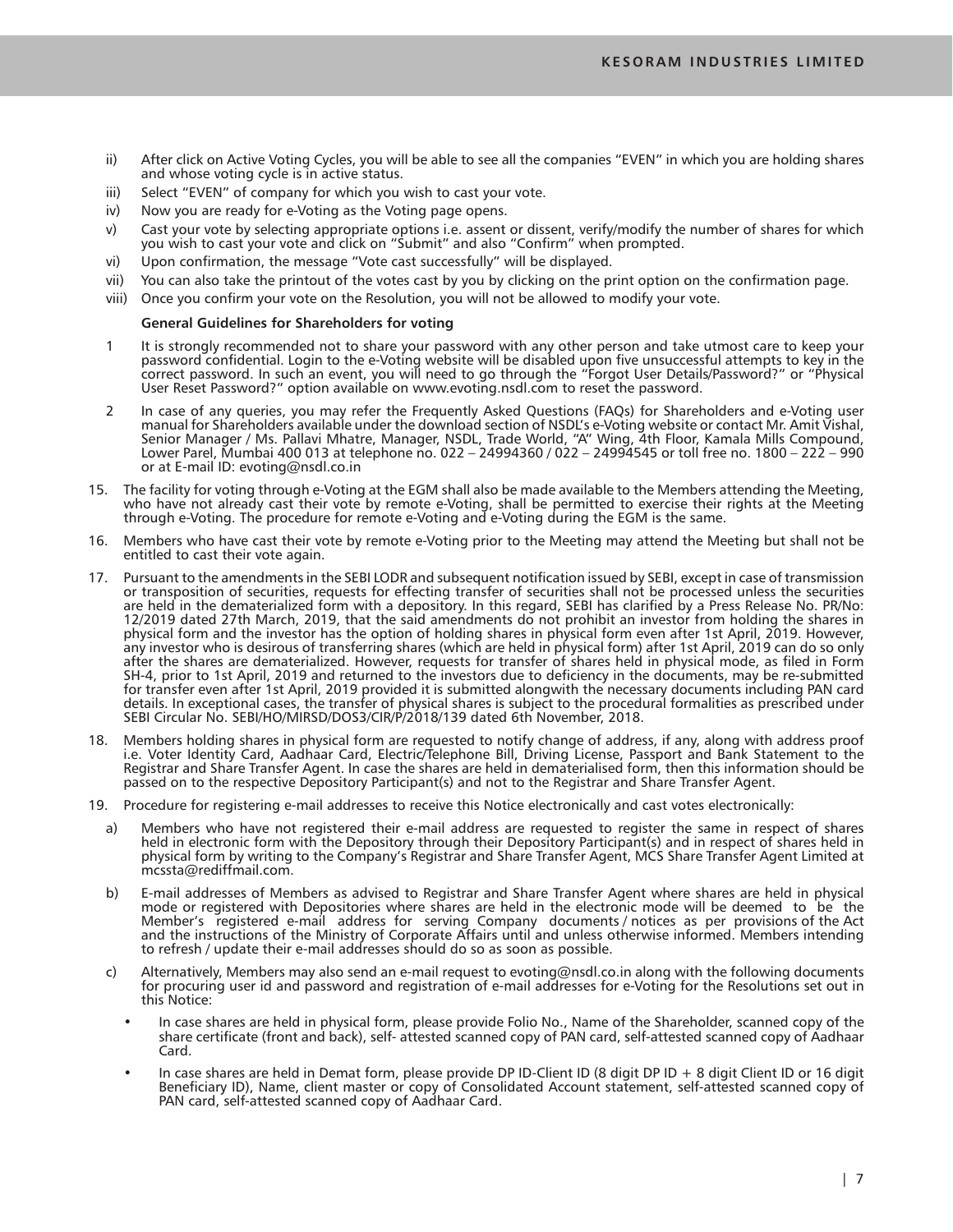ii) After click on Active Voting Cycles, you will be able to see all the companies "EVEN" in which you are holding shares and whose voting cycle is in active status.

iii) Select "EVEN" of company for which you wish to cast your vote.

iv) Now you are ready for e-Voting as the Voting page opens.

v) Cast your vote by selecting appropriate options i.e. assent or dissent, verify/modify the number of shares for which you wish to cast your vote and click on "Submit" and also "Confirm" when prompted.

vi) Upon confirmation, the message "Vote cast successfully" will be displayed.

vii) You can also take the printout of the votes cast by you by clicking on the print option on the confirmation page.

viii) Once you confirm your vote on the Resolution, you will not be allowed to modify your vote.

**General Guidelines for Shareholders for voting**

1 It is strongly recommended not to share your password with any other person and take utmost care to keep your password confidential. Login to the e-Voting website will be disabled upon five unsuccessful attempts to key in the correct password. In such an event, you will need to go through the "Forgot User Details/Password?" or "Physical User Reset Password?" option available on www.evoting.nsdl.com to reset the password.

2 In case of any queries, you may refer the Frequently Asked Questions (FAQs) for Shareholders and e-Voting user manual for Shareholders available under the download section of NSDL's e-Voting website or contact Mr. Amit Vishal, Senior Manager / Ms. Pallavi Mhatre, Manager, NSDL, Trade World, "A" Wing, 4th Floor, Kamala Mills Compound, Lower Parel, Mumbai 400 013 at telephone no. 022 – 24994360 / 022 – 24994545 or toll free no. 1800 – 222 – 990 or at E-mail ID: evoting@nsdl.co.in

15. The facility for voting through e-Voting at the EGM shall also be made available to the Members attending the Meeting, who have not already cast their vote by remote e-Voting, shall be permitted to exercise their rights at the Meeting through e-Voting. The procedure for remote e-Voting and e-Voting during the EGM is the same.

16. Members who have cast their vote by remote e-Voting prior to the Meeting may attend the Meeting but shall not be entitled to cast their vote again.

17. Pursuant to the amendments in the SEBI LODR and subsequent notification issued by SEBI, except in case of transmission or transposition of securities, requests for effecting transfer of securities shall not be processed unless the securities are held in the dematerialized form with a depository. In this regard, SEBI has clarified by a Press Release No. PR/No: 12/2019 dated 27th March, 2019, that the said amendments do not prohibit an investor from holding the shares in physical form and the investor has the option of holding shares in physical form even after 1st April, 2019. However, any investor who is desirous of transferring shares (which are held in physical form) after 1st April, 2019 can do so only after the shares are dematerialized. However, requests for transfer of shares held in physical mode, as filed in Form SH-4, prior to 1st April, 2019 and returned to the investors due to deficiency in the documents, may be re-submitted for transfer even after 1st April, 2019 provided it is submitted alongwith the necessary documents including PAN card details. In exceptional cases, the transfer of physical shares is subject to the procedural formalities as prescribed under SEBI Circular No. SEBI/HO/MIRSD/DOS3/CIR/P/2018/139 dated 6th November, 2018.

18. Members holding shares in physical form are requested to notify change of address, if any, along with address proof i.e. Voter Identity Card, Aadhaar Card, Electric/Telephone Bill, Driving License, Passport and Bank Statement to the Registrar and Share Transfer Agent. In case the shares are held in dematerialised form, then this information should be passed on to the respective Depository Participant(s) and not to the Registrar and Share Transfer Agent.

19. Procedure for registering e-mail addresses to receive this Notice electronically and cast votes electronically:

a) Members who have not registered their e-mail address are requested to register the same in respect of shares held in electronic form with the Depository through their Depository Participant(s) and in respect of shares held in physical form by writing to the Company's Registrar and Share Transfer Agent, MCS Share Transfer Agent Limited at mcssta@rediffmail.com.

b) E-mail addresses of Members as advised to Registrar and Share Transfer Agent where shares are held in physical mode or registered with Depositories where shares are held in the electronic mode will be deemed to be the Member's registered e-mail address for serving Company documents / notices as per provisions of the Act and the instructions of the Ministry of Corporate Affairs until and unless otherwise informed. Members intending to refresh / update their e-mail addresses should do so as soon as possible.

c) Alternatively, Members may also send an e-mail request to evoting@nsdl.co.in along with the following documents for procuring user id and password and registration of e-mail addresses for e-Voting for the Resolutions set out in this Notice:

- In case shares are held in physical form, please provide Folio No., Name of the Shareholder, scanned copy of the share certificate (front and back), self- attested scanned copy of PAN card, self-attested scanned copy of Aadhaar Card.
- In case shares are held in Demat form, please provide DP ID-Client ID (8 digit DP ID + 8 digit Client ID or 16 digit Beneficiary ID), Name, client master or copy of Consolidated Account statement, self-attested scanned copy of PAN card, self-attested scanned copy of Aadhaar Card.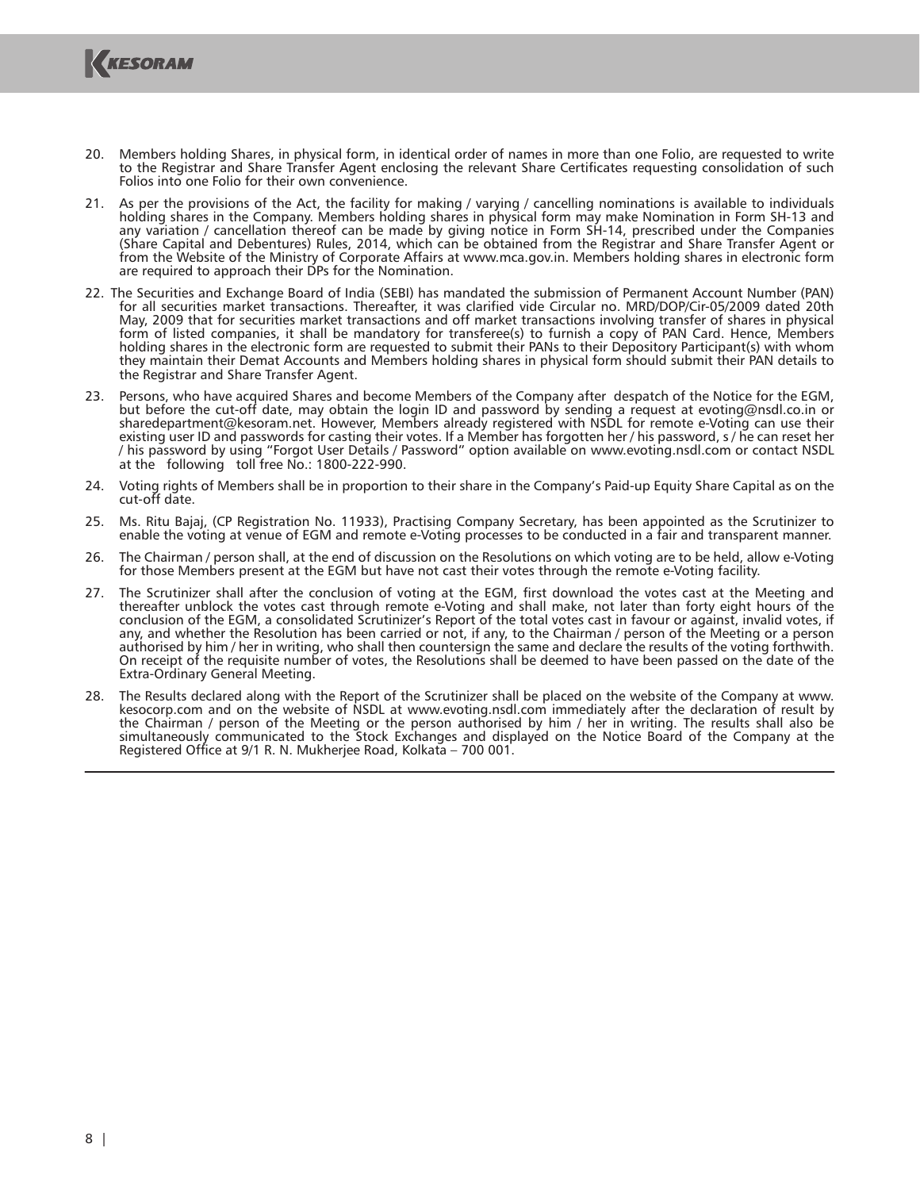20. Members holding Shares, in physical form, in identical order of names in more than one Folio, are requested to write to the Registrar and Share Transfer Agent enclosing the relevant Share Certificates requesting consolidation of such Folios into one Folio for their own convenience.

21. As per the provisions of the Act, the facility for making / varying / cancelling nominations is available to individuals holding shares in the Company. Members holding shares in physical form may make Nomination in Form SH-13 and any variation / cancellation thereof can be made by giving notice in Form SH-14, prescribed under the Companies (Share Capital and Debentures) Rules, 2014, which can be obtained from the Registrar and Share Transfer Agent or from the Website of the Ministry of Corporate Affairs at www.mca.gov.in. Members holding shares in electronic form are required to approach their DPs for the Nomination.

22. The Securities and Exchange Board of India (SEBI) has mandated the submission of Permanent Account Number (PAN) for all securities market transactions. Thereafter, it was clarified vide Circular no. MRD/DOP/Cir-05/2009 dated 20th May, 2009 that for securities market transactions and off market transactions involving transfer of shares in physical form of listed companies, it shall be mandatory for transferee(s) to furnish a copy of PAN Card. Hence, Members holding shares in the electronic form are requested to submit their PANs to their Depository Participant(s) with whom they maintain their Demat Accounts and Members holding shares in physical form should submit their PAN details to the Registrar and Share Transfer Agent.

23. Persons, who have acquired Shares and become Members of the Company after despatch of the Notice for the EGM, but before the cut-off date, may obtain the login ID and password by sending a request at evoting@nsdl.co.in or sharedepartment@kesoram.net. However, Members already registered with NSDL for remote e-Voting can use their existing user ID and passwords for casting their votes. If a Member has forgotten her / his password, s / he can reset her / his password by using "Forgot User Details / Password" option available on www.evoting.nsdl.com or contact NSDL at the following toll free No.: 1800-222-990.

24. Voting rights of Members shall be in proportion to their share in the Company's Paid-up Equity Share Capital as on the cut-off date.

25. Ms. Ritu Bajaj, (CP Registration No. 11933), Practising Company Secretary, has been appointed as the Scrutinizer to enable the voting at venue of EGM and remote e-Voting processes to be conducted in a fair and transparent manner.

26. The Chairman / person shall, at the end of discussion on the Resolutions on which voting are to be held, allow e-Voting for those Members present at the EGM but have not cast their votes through the remote e-Voting facility.

27. The Scrutinizer shall after the conclusion of voting at the EGM, first download the votes cast at the Meeting and thereafter unblock the votes cast through remote e-Voting and shall make, not later than forty eight hours of the conclusion of the EGM, a consolidated Scrutinizer's Report of the total votes cast in favour or against, invalid votes, if any, and whether the Resolution has been carried or not, if any, to the Chairman / person of the Meeting or a person authorised by him / her in writing, who shall then countersign the same and declare the results of the voting forthwith. On receipt of the requisite number of votes, the Resolutions shall be deemed to have been passed on the date of the Extra-Ordinary General Meeting.

28. The Results declared along with the Report of the Scrutinizer shall be placed on the website of the Company at www.kesocorp.com and on the website of NSDL at www.evoting.nsdl.com immediately after the declaration of result by the Chairman / person of the Meeting or the person authorised by him / her in writing. The results shall also be simultaneously communicated to the Stock Exchanges and displayed on the Notice Board of the Company at the Registered Office at 9/1 R. N. Mukherjee Road, Kolkata – 700 001.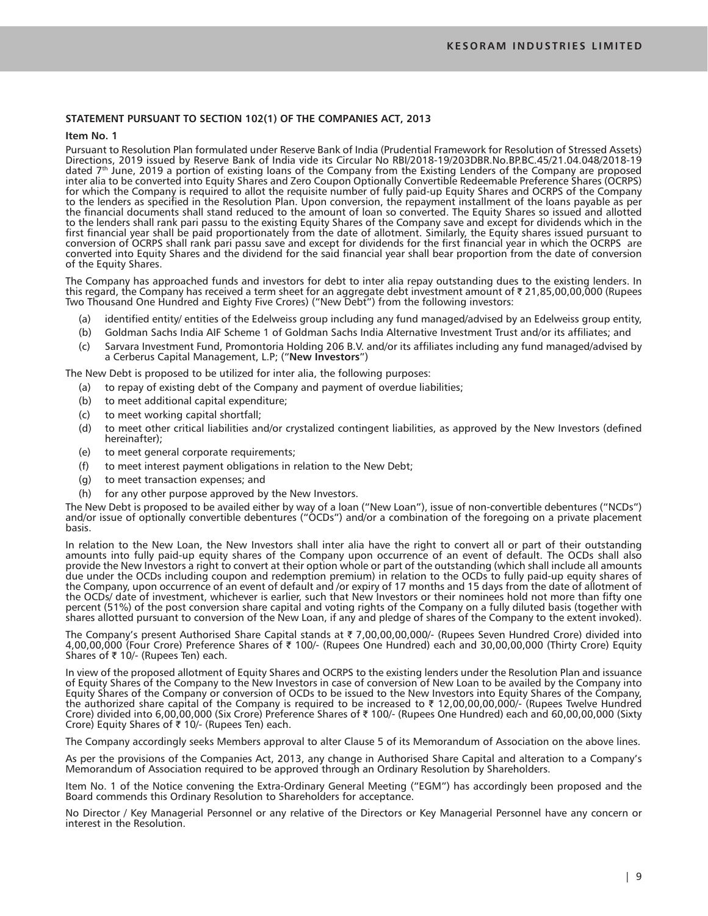## STATEMENT PURSUANT TO SECTION 102(1) OF THE COMPANIES ACT, 2013

**Item No. 1**

Pursuant to Resolution Plan formulated under Reserve Bank of India (Prudential Framework for Resolution of Stressed Assets) Directions, 2019 issued by Reserve Bank of India vide its Circular No RBI/2018-19/203DBR.No.BP.BC.45/21.04.048/2018-19 dated 7th June, 2019 a portion of existing loans of the Company from the Existing Lenders of the Company are proposed inter alia to be converted into Equity Shares and Zero Coupon Optionally Convertible Redeemable Preference Shares (OCRPS) for which the Company is required to allot the requisite number of fully paid-up Equity Shares and OCRPS of the Company to the lenders as specified in the Resolution Plan. Upon conversion, the repayment installment of the loans payable as per the financial documents shall stand reduced to the amount of loan so converted. The Equity Shares so issued and allotted to the lenders shall rank pari passu to the existing Equity Shares of the Company save and except for dividends which in the first financial year shall be paid proportionately from the date of allotment. Similarly, the Equity shares issued pursuant to conversion of OCRPS shall rank pari passu save and except for dividends for the first financial year in which the OCRPS are converted into Equity Shares and the dividend for the said financial year shall bear proportion from the date of conversion of the Equity Shares.

The Company has approached funds and investors for debt to inter alia repay outstanding dues to the existing lenders. In this regard, the Company has received a term sheet for an aggregate debt investment amount of ₹ 21,85,00,00,000 (Rupees Two Thousand One Hundred and Eighty Five Crores) ("New Debt") from the following investors:

(a) identified entity/ entities of the Edelweiss group including any fund managed/advised by an Edelweiss group entity,

(b) Goldman Sachs India AIF Scheme 1 of Goldman Sachs India Alternative Investment Trust and/or its affiliates; and

(c) Sarvara Investment Fund, Promontoria Holding 206 B.V. and/or its affiliates including any fund managed/advised by a Cerberus Capital Management, L.P; ("**New Investors**")

The New Debt is proposed to be utilized for inter alia, the following purposes:

(a) to repay of existing debt of the Company and payment of overdue liabilities;

(b) to meet additional capital expenditure;

(c) to meet working capital shortfall;

(d) to meet other critical liabilities and/or crystalized contingent liabilities, as approved by the New Investors (defined hereinafter);

(e) to meet general corporate requirements;

(f) to meet interest payment obligations in relation to the New Debt;

(g) to meet transaction expenses; and

(h) for any other purpose approved by the New Investors.

The New Debt is proposed to be availed either by way of a loan ("New Loan"), issue of non-convertible debentures ("NCDs") and/or issue of optionally convertible debentures ("OCDs") and/or a combination of the foregoing on a private placement basis.

In relation to the New Loan, the New Investors shall inter alia have the right to convert all or part of their outstanding amounts into fully paid-up equity shares of the Company upon occurrence of an event of default. The OCDs shall also provide the New Investors a right to convert at their option whole or part of the outstanding (which shall include all amounts due under the OCDs including coupon and redemption premium) in relation to the OCDs to fully paid-up equity shares of the Company, upon occurrence of an event of default and /or expiry of 17 months and 15 days from the date of allotment of the OCDs/ date of investment, whichever is earlier, such that New Investors or their nominees hold not more than fifty one percent (51%) of the post conversion share capital and voting rights of the Company on a fully diluted basis (together with shares allotted pursuant to conversion of the New Loan, if any and pledge of shares of the Company to the extent invoked).

The Company's present Authorised Share Capital stands at ₹ 7,00,00,00,000/- (Rupees Seven Hundred Crore) divided into 4,00,00,000 (Four Crore) Preference Shares of ₹ 100/- (Rupees One Hundred) each and 30,00,00,000 (Thirty Crore) Equity Shares of ₹ 10/- (Rupees Ten) each.

In view of the proposed allotment of Equity Shares and OCRPS to the existing lenders under the Resolution Plan and issuance of Equity Shares of the Company to the New Investors in case of conversion of New Loan to be availed by the Company into Equity Shares of the Company or conversion of OCDs to be issued to the New Investors into Equity Shares of the Company, the authorized share capital of the Company is required to be increased to ₹ 12,00,00,00,000/- (Rupees Twelve Hundred Crore) divided into 6,00,00,000 (Six Crore) Preference Shares of ₹ 100/- (Rupees One Hundred) each and 60,00,00,000 (Sixty Crore) Equity Shares of ₹ 10/- (Rupees Ten) each.

The Company accordingly seeks Members approval to alter Clause 5 of its Memorandum of Association on the above lines.

As per the provisions of the Companies Act, 2013, any change in Authorised Share Capital and alteration to a Company's Memorandum of Association required to be approved through an Ordinary Resolution by Shareholders.

Item No. 1 of the Notice convening the Extra-Ordinary General Meeting ("EGM") has accordingly been proposed and the Board commends this Ordinary Resolution to Shareholders for acceptance.

No Director / Key Managerial Personnel or any relative of the Directors or Key Managerial Personnel have any concern or interest in the Resolution.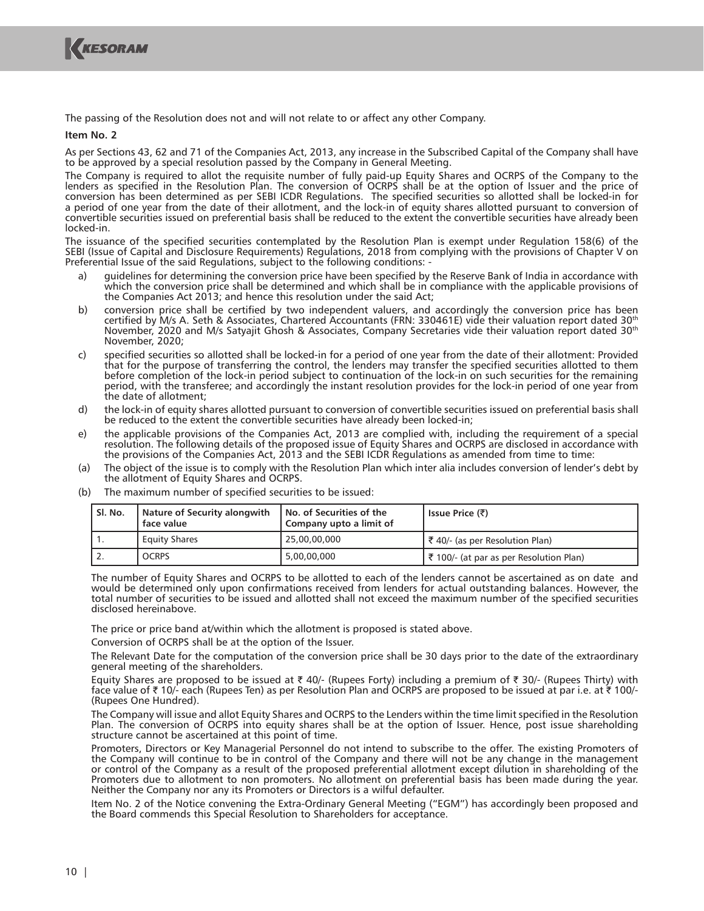The passing of the Resolution does not and will not relate to or affect any other Company.

**Item No. 2**

As per Sections 43, 62 and 71 of the Companies Act, 2013, any increase in the Subscribed Capital of the Company shall have to be approved by a special resolution passed by the Company in General Meeting.

The Company is required to allot the requisite number of fully paid-up Equity Shares and OCRPS of the Company to the lenders as specified in the Resolution Plan. The conversion of OCRPS shall be at the option of Issuer and the price of conversion has been determined as per SEBI ICDR Regulations. The specified securities so allotted shall be locked-in for a period of one year from the date of their allotment, and the lock-in of equity shares allotted pursuant to conversion of convertible securities issued on preferential basis shall be reduced to the extent the convertible securities have already been locked-in.

The issuance of the specified securities contemplated by the Resolution Plan is exempt under Regulation 158(6) of the SEBI (Issue of Capital and Disclosure Requirements) Regulations, 2018 from complying with the provisions of Chapter V on Preferential Issue of the said Regulations, subject to the following conditions: -

a) guidelines for determining the conversion price have been specified by the Reserve Bank of India in accordance with which the conversion price shall be determined and which shall be in compliance with the applicable provisions of the Companies Act 2013; and hence this resolution under the said Act;

b) conversion price shall be certified by two independent valuers, and accordingly the conversion price has been certified by M/s A. Seth & Associates, Chartered Accountants (FRN: 330461E) vide their valuation report dated 30th November, 2020 and M/s Satyajit Ghosh & Associates, Company Secretaries vide their valuation report dated 30th November, 2020;

c) specified securities so allotted shall be locked-in for a period of one year from the date of their allotment: Provided that for the purpose of transferring the control, the lenders may transfer the specified securities allotted to them before completion of the lock-in period subject to continuation of the lock-in on such securities for the remaining period, with the transferee; and accordingly the instant resolution provides for the lock-in period of one year from the date of allotment;

d) the lock-in of equity shares allotted pursuant to conversion of convertible securities issued on preferential basis shall be reduced to the extent the convertible securities have already been locked-in;

e) the applicable provisions of the Companies Act, 2013 are complied with, including the requirement of a special resolution. The following details of the proposed issue of Equity Shares and OCRPS are disclosed in accordance with the provisions of the Companies Act, 2013 and the SEBI ICDR Regulations as amended from time to time:

(a) The object of the issue is to comply with the Resolution Plan which inter alia includes conversion of lender's debt by the allotment of Equity Shares and OCRPS.

(b) The maximum number of specified securities to be issued:

| Sl. No. | Nature of Security alongwith face value | No. of Securities of the Company upto a limit of | Issue Price (₹) |
|---|---|---|---|
| 1. | Equity Shares | 25,00,00,000 | ₹ 40/- (as per Resolution Plan) |
| 2. | OCRPS | 5,00,00,000 | ₹ 100/- (at par as per Resolution Plan) |

The number of Equity Shares and OCRPS to be allotted to each of the lenders cannot be ascertained as on date and would be determined only upon confirmations received from lenders for actual outstanding balances. However, the total number of securities to be issued and allotted shall not exceed the maximum number of the specified securities disclosed hereinabove.

The price or price band at/within which the allotment is proposed is stated above.

Conversion of OCRPS shall be at the option of the Issuer.

The Relevant Date for the computation of the conversion price shall be 30 days prior to the date of the extraordinary general meeting of the shareholders.

Equity Shares are proposed to be issued at ₹ 40/- (Rupees Forty) including a premium of ₹ 30/- (Rupees Thirty) with face value of ₹ 10/- each (Rupees Ten) as per Resolution Plan and OCRPS are proposed to be issued at par i.e. at ₹ 100/- (Rupees One Hundred).

The Company will issue and allot Equity Shares and OCRPS to the Lenders within the time limit specified in the Resolution Plan. The conversion of OCRPS into equity shares shall be at the option of Issuer. Hence, post issue shareholding structure cannot be ascertained at this point of time.

Promoters, Directors or Key Managerial Personnel do not intend to subscribe to the offer. The existing Promoters of the Company will continue to be in control of the Company and there will not be any change in the management or control of the Company as a result of the proposed preferential allotment except dilution in shareholding of the Promoters due to allotment to non promoters. No allotment on preferential basis has been made during the year. Neither the Company nor any its Promoters or Directors is a wilful defaulter.

Item No. 2 of the Notice convening the Extra-Ordinary General Meeting ("EGM") has accordingly been proposed and the Board commends this Special Resolution to Shareholders for acceptance.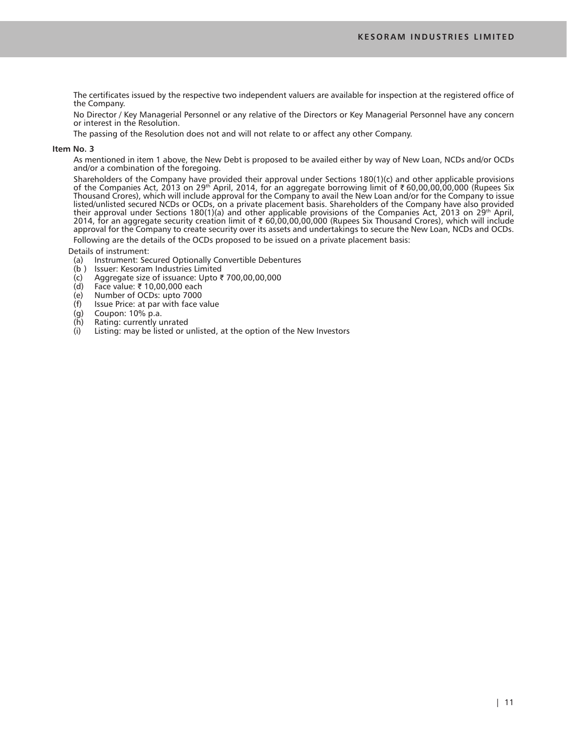The certificates issued by the respective two independent valuers are available for inspection at the registered office of the Company.

No Director / Key Managerial Personnel or any relative of the Directors or Key Managerial Personnel have any concern or interest in the Resolution.

The passing of the Resolution does not and will not relate to or affect any other Company.

**Item No. 3**

As mentioned in item 1 above, the New Debt is proposed to be availed either by way of New Loan, NCDs and/or OCDs and/or a combination of the foregoing.

Shareholders of the Company have provided their approval under Sections 180(1)(c) and other applicable provisions of the Companies Act, 2013 on 29th April, 2014, for an aggregate borrowing limit of ₹ 60,00,00,00,000 (Rupees Six Thousand Crores), which will include approval for the Company to avail the New Loan and/or for the Company to issue listed/unlisted secured NCDs or OCDs, on a private placement basis. Shareholders of the Company have also provided their approval under Sections 180(1)(a) and other applicable provisions of the Companies Act, 2013 on 29th April, 2014, for an aggregate security creation limit of ₹ 60,00,00,00,000 (Rupees Six Thousand Crores), which will include approval for the Company to create security over its assets and undertakings to secure the New Loan, NCDs and OCDs.

Following are the details of the OCDs proposed to be issued on a private placement basis:

Details of instrument:

(a) Instrument: Secured Optionally Convertible Debentures
(b ) Issuer: Kesoram Industries Limited
(c) Aggregate size of issuance: Upto ₹ 700,00,00,000
(d) Face value: ₹ 10,00,000 each
(e) Number of OCDs: upto 7000
(f) Issue Price: at par with face value
(g) Coupon: 10% p.a.
(h) Rating: currently unrated
(i) Listing: may be listed or unlisted, at the option of the New Investors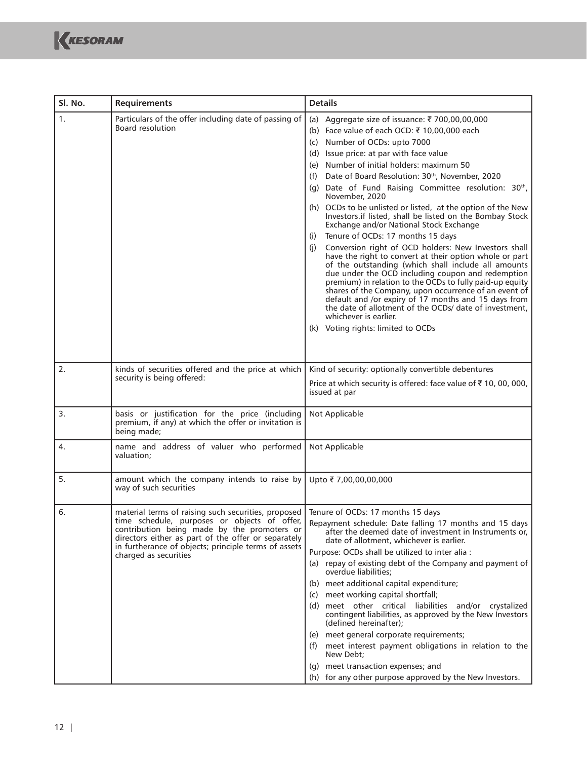| Sl. No. | Requirements | Details |
|---|---|---|
| 1. | Particulars of the offer including date of passing of Board resolution | (a) Aggregate size of issuance: ₹ 700,00,00,000<br>(b) Face value of each OCD: ₹ 10,00,000 each<br>(c) Number of OCDs: upto 7000<br>(d) Issue price: at par with face value<br>(e) Number of initial holders: maximum 50<br>(f) Date of Board Resolution: 30th, November, 2020<br>(g) Date of Fund Raising Committee resolution: 30th, November, 2020<br>(h) OCDs to be unlisted or listed, at the option of the New Investors.if listed, shall be listed on the Bombay Stock Exchange and/or National Stock Exchange<br>(i) Tenure of OCDs: 17 months 15 days<br>(j) Conversion right of OCD holders: New Investors shall have the right to convert at their option whole or part of the outstanding (which shall include all amounts due under the OCD including coupon and redemption premium) in relation to the OCDs to fully paid-up equity shares of the Company, upon occurrence of an event of default and /or expiry of 17 months and 15 days from the date of allotment of the OCDs/ date of investment, whichever is earlier.<br>(k) Voting rights: limited to OCDs |
| 2. | kinds of securities offered and the price at which security is being offered: | Kind of security: optionally convertible debentures<br>Price at which security is offered: face value of ₹ 10, 00, 000, issued at par |
| 3. | basis or justification for the price (including premium, if any) at which the offer or invitation is being made; | Not Applicable |
| 4. | name and address of valuer who performed valuation; | Not Applicable |
| 5. | amount which the company intends to raise by way of such securities | Upto ₹ 7,00,00,00,000 |
| 6. | material terms of raising such securities, proposed time schedule, purposes or objects of offer, contribution being made by the promoters or directors either as part of the offer or separately in furtherance of objects; principle terms of assets charged as securities | Tenure of OCDs: 17 months 15 days<br>Repayment schedule: Date falling 17 months and 15 days after the deemed date of investment in Instruments or, date of allotment, whichever is earlier.<br>Purpose: OCDs shall be utilized to inter alia :<br>(a) repay of existing debt of the Company and payment of overdue liabilities;<br>(b) meet additional capital expenditure;<br>(c) meet working capital shortfall;<br>(d) meet other critical liabilities and/or crystalized contingent liabilities, as approved by the New Investors (defined hereinafter);<br>(e) meet general corporate requirements;<br>(f) meet interest payment obligations in relation to the New Debt;<br>(g) meet transaction expenses; and<br>(h) for any other purpose approved by the New Investors. |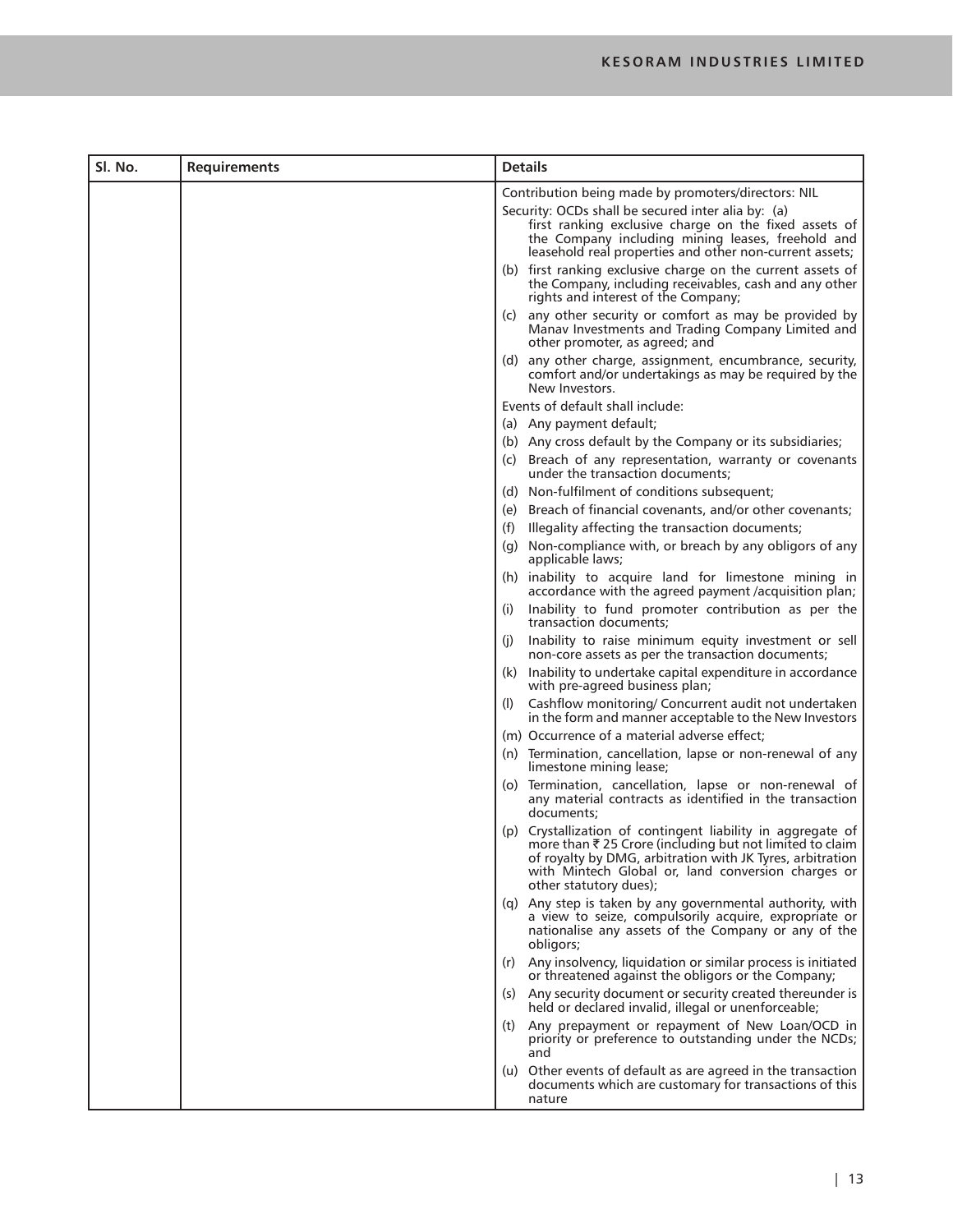| Sl. No. | Requirements | Details |
|---|---|---|
| | | Contribution being made by promoters/directors: NIL<br>Security: OCDs shall be secured inter alia by: (a) first ranking exclusive charge on the fixed assets of the Company including mining leases, freehold and leasehold real properties and other non-current assets;<br>(b) first ranking exclusive charge on the current assets of the Company, including receivables, cash and any other rights and interest of the Company;<br>(c) any other security or comfort as may be provided by Manav Investments and Trading Company Limited and other promoter, as agreed; and<br>(d) any other charge, assignment, encumbrance, security, comfort and/or undertakings as may be required by the New Investors.<br>Events of default shall include:<br>(a) Any payment default;<br>(b) Any cross default by the Company or its subsidiaries;<br>(c) Breach of any representation, warranty or covenants under the transaction documents;<br>(d) Non-fulfilment of conditions subsequent;<br>(e) Breach of financial covenants, and/or other covenants;<br>(f) Illegality affecting the transaction documents;<br>(g) Non-compliance with, or breach by any obligors of any applicable laws;<br>(h) inability to acquire land for limestone mining in accordance with the agreed payment /acquisition plan;<br>(i) Inability to fund promoter contribution as per the transaction documents;<br>(j) Inability to raise minimum equity investment or sell non-core assets as per the transaction documents;<br>(k) Inability to undertake capital expenditure in accordance with pre-agreed business plan;<br>(l) Cashflow monitoring/ Concurrent audit not undertaken in the form and manner acceptable to the New Investors<br>(m) Occurrence of a material adverse effect;<br>(n) Termination, cancellation, lapse or non-renewal of any limestone mining lease;<br>(o) Termination, cancellation, lapse or non-renewal of any material contracts as identified in the transaction documents;<br>(p) Crystallization of contingent liability in aggregate of more than ₹ 25 Crore (including but not limited to claim of royalty by DMG, arbitration with JK Tyres, arbitration with Mintech Global or, land conversion charges or other statutory dues);<br>(q) Any step is taken by any governmental authority, with a view to seize, compulsorily acquire, expropriate or nationalise any assets of the Company or any of the obligors;<br>(r) Any insolvency, liquidation or similar process is initiated or threatened against the obligors or the Company;<br>(s) Any security document or security created thereunder is held or declared invalid, illegal or unenforceable;<br>(t) Any prepayment or repayment of New Loan/OCD in priority or preference to outstanding under the NCDs; and<br>(u) Other events of default as are agreed in the transaction documents which are customary for transactions of this nature |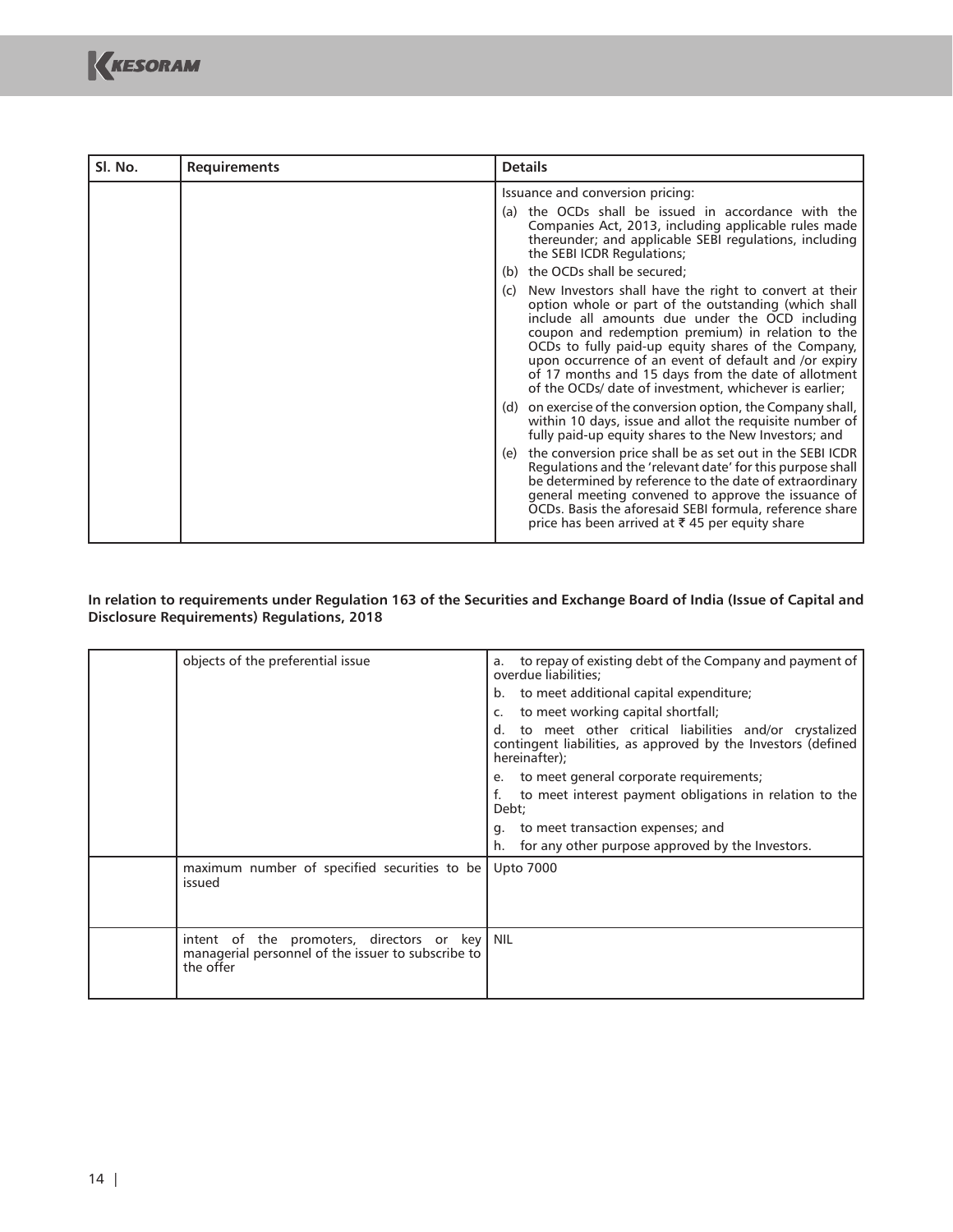| Sl. No. | Requirements | Details |
|---|---|---|
| | | Issuance and conversion pricing:<br>(a) the OCDs shall be issued in accordance with the Companies Act, 2013, including applicable rules made thereunder; and applicable SEBI regulations, including the SEBI ICDR Regulations;<br>(b) the OCDs shall be secured;<br>(c) New Investors shall have the right to convert at their option whole or part of the outstanding (which shall include all amounts due under the OCD including coupon and redemption premium) in relation to the OCDs to fully paid-up equity shares of the Company, upon occurrence of an event of default and /or expiry of 17 months and 15 days from the date of allotment of the OCDs/ date of investment, whichever is earlier;<br>(d) on exercise of the conversion option, the Company shall, within 10 days, issue and allot the requisite number of fully paid-up equity shares to the New Investors; and<br>(e) the conversion price shall be as set out in the SEBI ICDR Regulations and the 'relevant date' for this purpose shall be determined by reference to the date of extraordinary general meeting convened to approve the issuance of OCDs. Basis the aforesaid SEBI formula, reference share price has been arrived at ₹ 45 per equity share |

**In relation to requirements under Regulation 163 of the Securities and Exchange Board of India (Issue of Capital and Disclosure Requirements) Regulations, 2018**

| | | |
|---|---|---|
| | objects of the preferential issue | a. to repay of existing debt of the Company and payment of overdue liabilities;<br>b. to meet additional capital expenditure;<br>c. to meet working capital shortfall;<br>d. to meet other critical liabilities and/or crystalized contingent liabilities, as approved by the Investors (defined hereinafter);<br>e. to meet general corporate requirements;<br>f. to meet interest payment obligations in relation to the Debt;<br>g. to meet transaction expenses; and<br>h. for any other purpose approved by the Investors. |
| | maximum number of specified securities to be issued | Upto 7000 |
| | intent of the promoters, directors or key managerial personnel of the issuer to subscribe to the offer | NIL |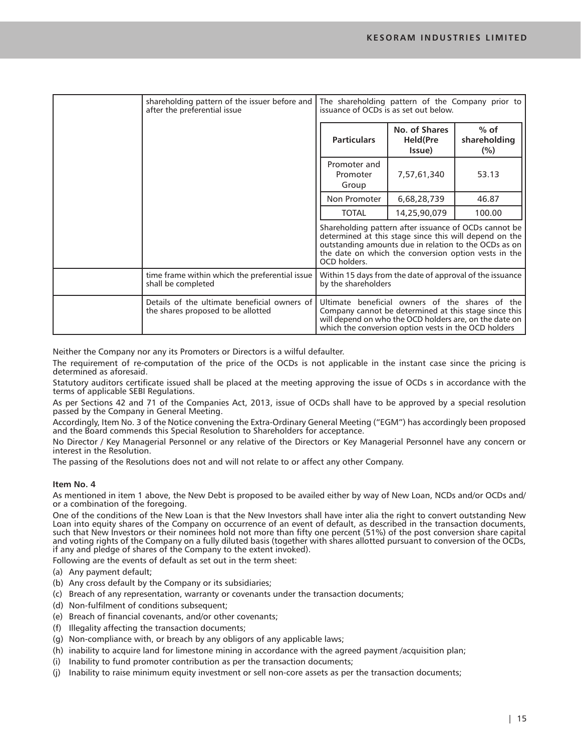| | | |
|---|---|---|
| | shareholding pattern of the issuer before and after the preferential issue | The shareholding pattern of the Company prior to issuance of OCDs is as set out below.<br><br>**Particulars** / **No. of Shares Held(Pre Issue)** / **% of shareholding (%)**<br>Promoter and Promoter Group / 7,57,61,340 / 53.13<br>Non Promoter / 6,68,28,739 / 46.87<br>TOTAL / 14,25,90,079 / 100.00<br><br>Shareholding pattern after issuance of OCDs cannot be determined at this stage since this will depend on the outstanding amounts due in relation to the OCDs as on the date on which the conversion option vests in the OCD holders. |
| | time frame within which the preferential issue shall be completed | Within 15 days from the date of approval of the issuance by the shareholders |
| | Details of the ultimate beneficial owners of the shares proposed to be allotted | Ultimate beneficial owners of the shares of the Company cannot be determined at this stage since this will depend on who the OCD holders are, on the date on which the conversion option vests in the OCD holders |

Neither the Company nor any its Promoters or Directors is a wilful defaulter.

The requirement of re-computation of the price of the OCDs is not applicable in the instant case since the pricing is determined as aforesaid.

Statutory auditors certificate issued shall be placed at the meeting approving the issue of OCDs s in accordance with the terms of applicable SEBI Regulations.

As per Sections 42 and 71 of the Companies Act, 2013, issue of OCDs shall have to be approved by a special resolution passed by the Company in General Meeting.

Accordingly, Item No. 3 of the Notice convening the Extra-Ordinary General Meeting ("EGM") has accordingly been proposed and the Board commends this Special Resolution to Shareholders for acceptance.

No Director / Key Managerial Personnel or any relative of the Directors or Key Managerial Personnel have any concern or interest in the Resolution.

The passing of the Resolutions does not and will not relate to or affect any other Company.

**Item No. 4**

As mentioned in item 1 above, the New Debt is proposed to be availed either by way of New Loan, NCDs and/or OCDs and/ or a combination of the foregoing.

One of the conditions of the New Loan is that the New Investors shall have inter alia the right to convert outstanding New Loan into equity shares of the Company on occurrence of an event of default, as described in the transaction documents, such that New Investors or their nominees hold not more than fifty one percent (51%) of the post conversion share capital and voting rights of the Company on a fully diluted basis (together with shares allotted pursuant to conversion of the OCDs, if any and pledge of shares of the Company to the extent invoked).

Following are the events of default as set out in the term sheet:

(a) Any payment default;
(b) Any cross default by the Company or its subsidiaries;
(c) Breach of any representation, warranty or covenants under the transaction documents;
(d) Non-fulfilment of conditions subsequent;
(e) Breach of financial covenants, and/or other covenants;
(f) Illegality affecting the transaction documents;
(g) Non-compliance with, or breach by any obligors of any applicable laws;
(h) inability to acquire land for limestone mining in accordance with the agreed payment /acquisition plan;
(i) Inability to fund promoter contribution as per the transaction documents;
(j) Inability to raise minimum equity investment or sell non-core assets as per the transaction documents;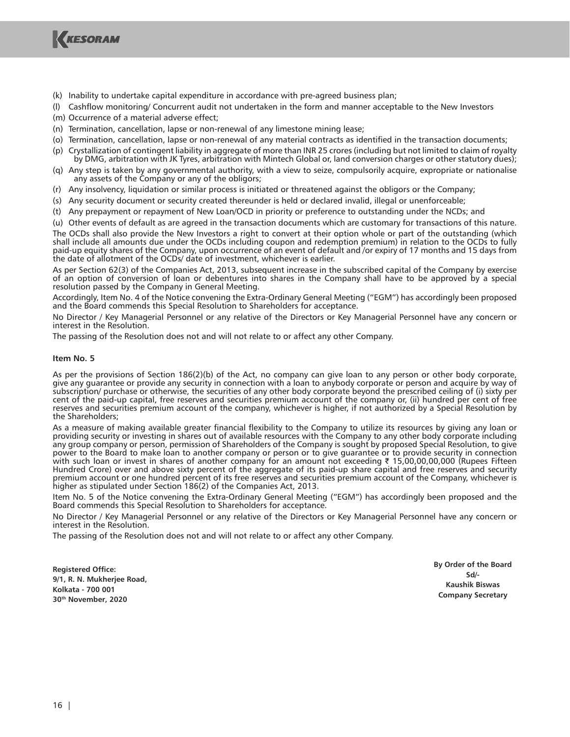(k) Inability to undertake capital expenditure in accordance with pre-agreed business plan;

(l) Cashflow monitoring/ Concurrent audit not undertaken in the form and manner acceptable to the New Investors

(m) Occurrence of a material adverse effect;

(n) Termination, cancellation, lapse or non-renewal of any limestone mining lease;

(o) Termination, cancellation, lapse or non-renewal of any material contracts as identified in the transaction documents;

(p) Crystallization of contingent liability in aggregate of more than INR 25 crores (including but not limited to claim of royalty by DMG, arbitration with JK Tyres, arbitration with Mintech Global or, land conversion charges or other statutory dues);

(q) Any step is taken by any governmental authority, with a view to seize, compulsorily acquire, expropriate or nationalise any assets of the Company or any of the obligors;

(r) Any insolvency, liquidation or similar process is initiated or threatened against the obligors or the Company;

(s) Any security document or security created thereunder is held or declared invalid, illegal or unenforceable;

(t) Any prepayment or repayment of New Loan/OCD in priority or preference to outstanding under the NCDs; and

(u) Other events of default as are agreed in the transaction documents which are customary for transactions of this nature.

The OCDs shall also provide the New Investors a right to convert at their option whole or part of the outstanding (which shall include all amounts due under the OCDs including coupon and redemption premium) in relation to the OCDs to fully paid-up equity shares of the Company, upon occurrence of an event of default and /or expiry of 17 months and 15 days from the date of allotment of the OCDs/ date of investment, whichever is earlier.

As per Section 62(3) of the Companies Act, 2013, subsequent increase in the subscribed capital of the Company by exercise of an option of conversion of loan or debentures into shares in the Company shall have to be approved by a special resolution passed by the Company in General Meeting.

Accordingly, Item No. 4 of the Notice convening the Extra-Ordinary General Meeting ("EGM") has accordingly been proposed and the Board commends this Special Resolution to Shareholders for acceptance.

No Director / Key Managerial Personnel or any relative of the Directors or Key Managerial Personnel have any concern or interest in the Resolution.

The passing of the Resolution does not and will not relate to or affect any other Company.

**Item No. 5**

As per the provisions of Section 186(2)(b) of the Act, no company can give loan to any person or other body corporate, give any guarantee or provide any security in connection with a loan to anybody corporate or person and acquire by way of subscription/ purchase or otherwise, the securities of any other body corporate beyond the prescribed ceiling of (i) sixty per cent of the paid-up capital, free reserves and securities premium account of the company or, (ii) hundred per cent of free reserves and securities premium account of the company, whichever is higher, if not authorized by a Special Resolution by the Shareholders;

As a measure of making available greater financial flexibility to the Company to utilize its resources by giving any loan or providing security or investing in shares out of available resources with the Company to any other body corporate including any group company or person, permission of Shareholders of the Company is sought by proposed Special Resolution, to give power to the Board to make loan to another company or person or to give guarantee or to provide security in connection with such loan or invest in shares of another company for an amount not exceeding ₹ 15,00,00,00,000 (Rupees Fifteen Hundred Crore) over and above sixty percent of the aggregate of its paid-up share capital and free reserves and security premium account or one hundred percent of its free reserves and securities premium account of the Company, whichever is higher as stipulated under Section 186(2) of the Companies Act, 2013.

Item No. 5 of the Notice convening the Extra-Ordinary General Meeting ("EGM") has accordingly been proposed and the Board commends this Special Resolution to Shareholders for acceptance.

No Director / Key Managerial Personnel or any relative of the Directors or Key Managerial Personnel have any concern or interest in the Resolution.

The passing of the Resolution does not and will not relate to or affect any other Company.

**Registered Office:**
**9/1, R. N. Mukherjee Road,**
**Kolkata - 700 001**
**30th November, 2020**

**By Order of the Board**
**Sd/-**
**Kaushik Biswas**
**Company Secretary**